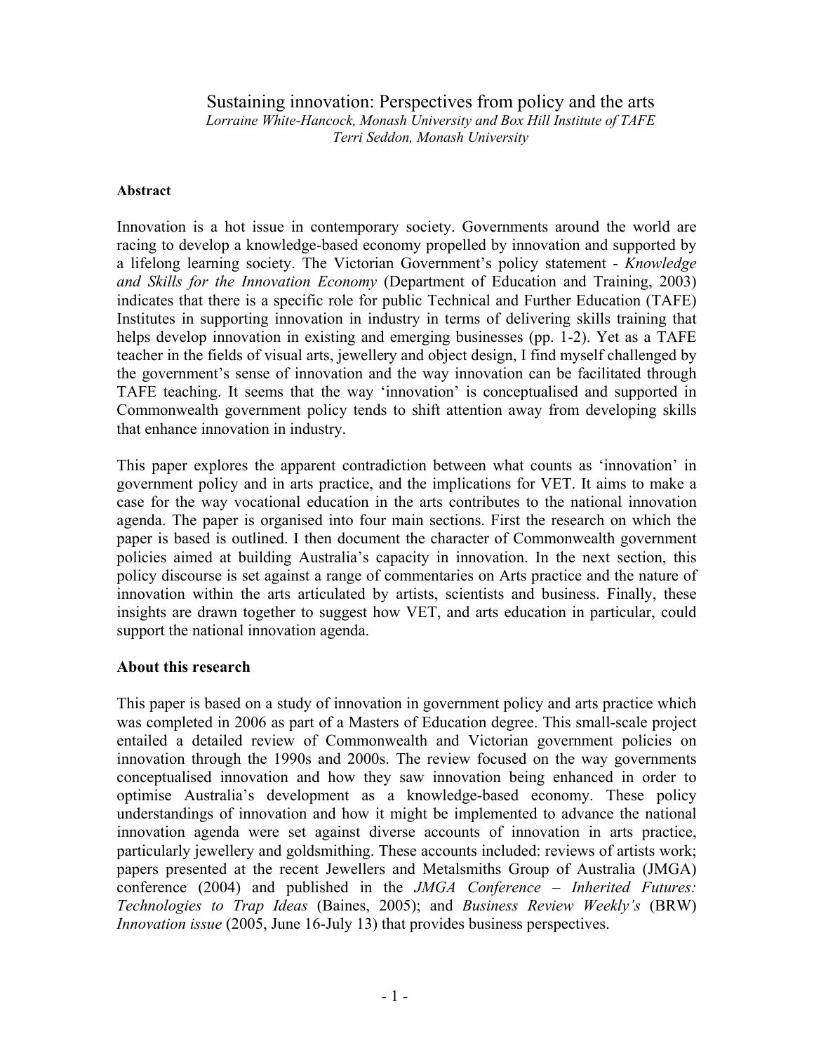# Sustaining innovation: Perspectives from policy and the arts

*Lorraine White-Hancock, Monash University and Box Hill Institute of TAFE*
*Terri Seddon, Monash University*

**Abstract**

Innovation is a hot issue in contemporary society. Governments around the world are racing to develop a knowledge-based economy propelled by innovation and supported by a lifelong learning society. The Victorian Government's policy statement - *Knowledge and Skills for the Innovation Economy* (Department of Education and Training, 2003) indicates that there is a specific role for public Technical and Further Education (TAFE) Institutes in supporting innovation in industry in terms of delivering skills training that helps develop innovation in existing and emerging businesses (pp. 1-2). Yet as a TAFE teacher in the fields of visual arts, jewellery and object design, I find myself challenged by the government's sense of innovation and the way innovation can be facilitated through TAFE teaching. It seems that the way 'innovation' is conceptualised and supported in Commonwealth government policy tends to shift attention away from developing skills that enhance innovation in industry.

This paper explores the apparent contradiction between what counts as 'innovation' in government policy and in arts practice, and the implications for VET. It aims to make a case for the way vocational education in the arts contributes to the national innovation agenda. The paper is organised into four main sections. First the research on which the paper is based is outlined. I then document the character of Commonwealth government policies aimed at building Australia's capacity in innovation. In the next section, this policy discourse is set against a range of commentaries on Arts practice and the nature of innovation within the arts articulated by artists, scientists and business. Finally, these insights are drawn together to suggest how VET, and arts education in particular, could support the national innovation agenda.

## About this research

This paper is based on a study of innovation in government policy and arts practice which was completed in 2006 as part of a Masters of Education degree. This small-scale project entailed a detailed review of Commonwealth and Victorian government policies on innovation through the 1990s and 2000s. The review focused on the way governments conceptualised innovation and how they saw innovation being enhanced in order to optimise Australia's development as a knowledge-based economy. These policy understandings of innovation and how it might be implemented to advance the national innovation agenda were set against diverse accounts of innovation in arts practice, particularly jewellery and goldsmithing. These accounts included: reviews of artists work; papers presented at the recent Jewellers and Metalsmiths Group of Australia (JMGA) conference (2004) and published in the *JMGA Conference – Inherited Futures: Technologies to Trap Ideas* (Baines, 2005); and *Business Review Weekly's* (BRW) *Innovation issue* (2005, June 16-July 13) that provides business perspectives.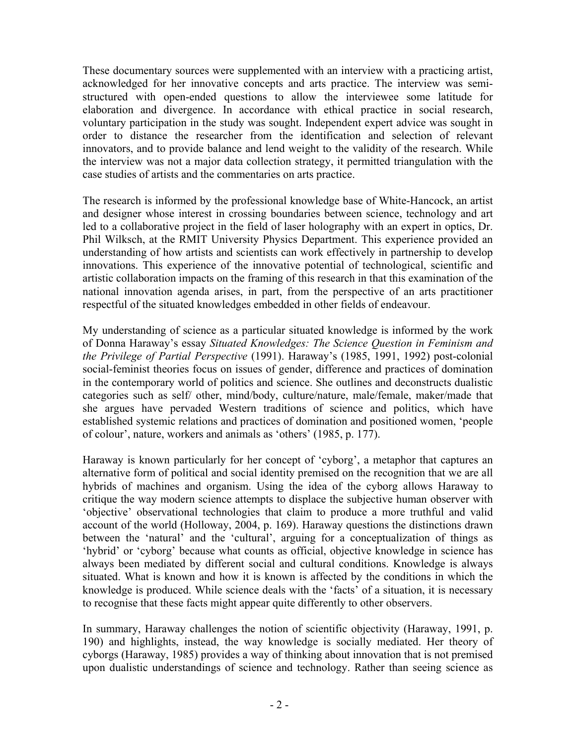These documentary sources were supplemented with an interview with a practicing artist, acknowledged for her innovative concepts and arts practice. The interview was semi-structured with open-ended questions to allow the interviewee some latitude for elaboration and divergence. In accordance with ethical practice in social research, voluntary participation in the study was sought. Independent expert advice was sought in order to distance the researcher from the identification and selection of relevant innovators, and to provide balance and lend weight to the validity of the research. While the interview was not a major data collection strategy, it permitted triangulation with the case studies of artists and the commentaries on arts practice.

The research is informed by the professional knowledge base of White-Hancock, an artist and designer whose interest in crossing boundaries between science, technology and art led to a collaborative project in the field of laser holography with an expert in optics, Dr. Phil Wilksch, at the RMIT University Physics Department. This experience provided an understanding of how artists and scientists can work effectively in partnership to develop innovations. This experience of the innovative potential of technological, scientific and artistic collaboration impacts on the framing of this research in that this examination of the national innovation agenda arises, in part, from the perspective of an arts practitioner respectful of the situated knowledges embedded in other fields of endeavour.

My understanding of science as a particular situated knowledge is informed by the work of Donna Haraway's essay *Situated Knowledges: The Science Question in Feminism and the Privilege of Partial Perspective* (1991). Haraway's (1985, 1991, 1992) post-colonial social-feminist theories focus on issues of gender, difference and practices of domination in the contemporary world of politics and science. She outlines and deconstructs dualistic categories such as self/ other, mind/body, culture/nature, male/female, maker/made that she argues have pervaded Western traditions of science and politics, which have established systemic relations and practices of domination and positioned women, 'people of colour', nature, workers and animals as 'others' (1985, p. 177).

Haraway is known particularly for her concept of 'cyborg', a metaphor that captures an alternative form of political and social identity premised on the recognition that we are all hybrids of machines and organism. Using the idea of the cyborg allows Haraway to critique the way modern science attempts to displace the subjective human observer with 'objective' observational technologies that claim to produce a more truthful and valid account of the world (Holloway, 2004, p. 169). Haraway questions the distinctions drawn between the 'natural' and the 'cultural', arguing for a conceptualization of things as 'hybrid' or 'cyborg' because what counts as official, objective knowledge in science has always been mediated by different social and cultural conditions. Knowledge is always situated. What is known and how it is known is affected by the conditions in which the knowledge is produced. While science deals with the 'facts' of a situation, it is necessary to recognise that these facts might appear quite differently to other observers.

In summary, Haraway challenges the notion of scientific objectivity (Haraway, 1991, p. 190) and highlights, instead, the way knowledge is socially mediated. Her theory of cyborgs (Haraway, 1985) provides a way of thinking about innovation that is not premised upon dualistic understandings of science and technology. Rather than seeing science as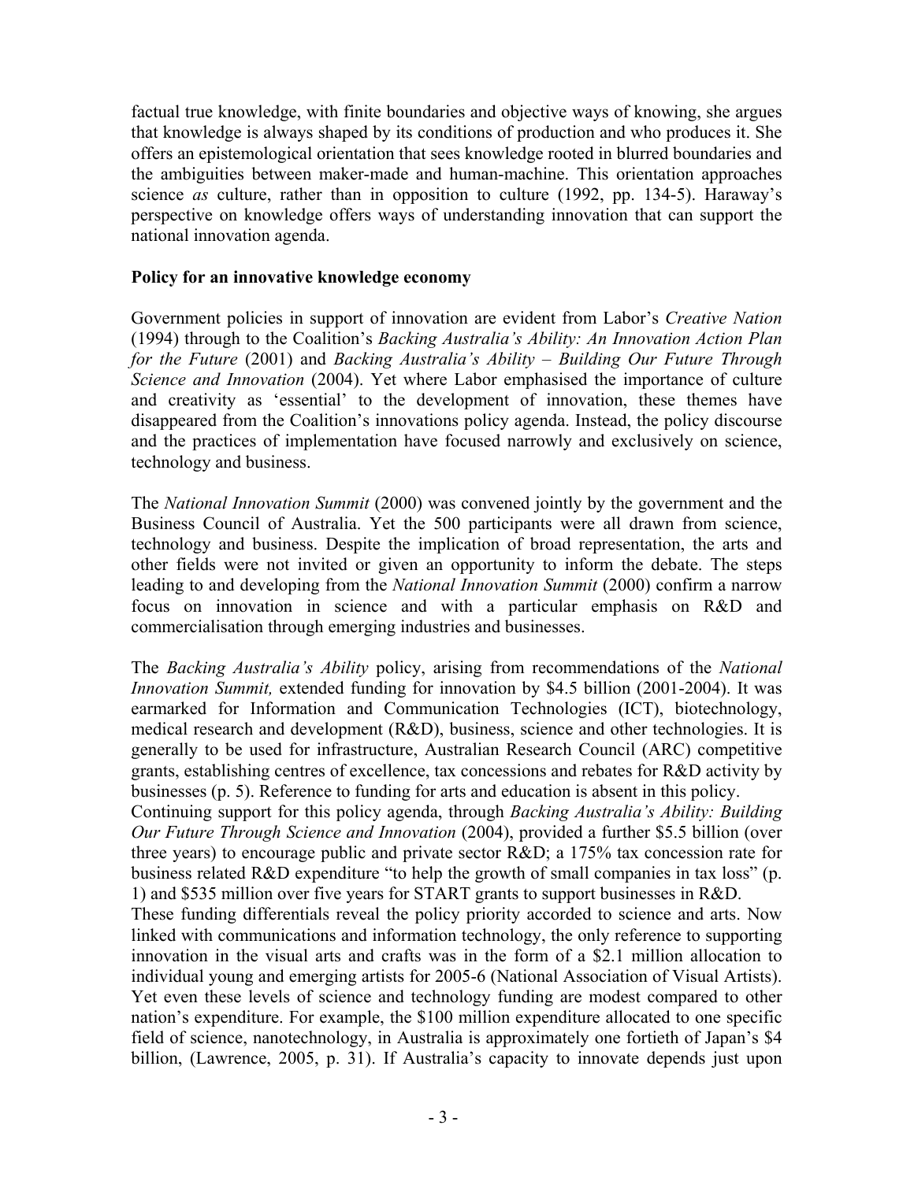factual true knowledge, with finite boundaries and objective ways of knowing, she argues that knowledge is always shaped by its conditions of production and who produces it. She offers an epistemological orientation that sees knowledge rooted in blurred boundaries and the ambiguities between maker-made and human-machine. This orientation approaches science *as* culture, rather than in opposition to culture (1992, pp. 134-5). Haraway's perspective on knowledge offers ways of understanding innovation that can support the national innovation agenda.

**Policy for an innovative knowledge economy**

Government policies in support of innovation are evident from Labor's *Creative Nation* (1994) through to the Coalition's *Backing Australia's Ability: An Innovation Action Plan for the Future* (2001) and *Backing Australia's Ability – Building Our Future Through Science and Innovation* (2004). Yet where Labor emphasised the importance of culture and creativity as 'essential' to the development of innovation, these themes have disappeared from the Coalition's innovations policy agenda. Instead, the policy discourse and the practices of implementation have focused narrowly and exclusively on science, technology and business.

The *National Innovation Summit* (2000) was convened jointly by the government and the Business Council of Australia. Yet the 500 participants were all drawn from science, technology and business. Despite the implication of broad representation, the arts and other fields were not invited or given an opportunity to inform the debate. The steps leading to and developing from the *National Innovation Summit* (2000) confirm a narrow focus on innovation in science and with a particular emphasis on R&D and commercialisation through emerging industries and businesses.

The *Backing Australia's Ability* policy, arising from recommendations of the *National Innovation Summit,* extended funding for innovation by $4.5 billion (2001-2004). It was earmarked for Information and Communication Technologies (ICT), biotechnology, medical research and development (R&D), business, science and other technologies. It is generally to be used for infrastructure, Australian Research Council (ARC) competitive grants, establishing centres of excellence, tax concessions and rebates for R&D activity by businesses (p. 5). Reference to funding for arts and education is absent in this policy.

Continuing support for this policy agenda, through *Backing Australia's Ability: Building Our Future Through Science and Innovation* (2004), provided a further $5.5 billion (over three years) to encourage public and private sector R&D; a 175% tax concession rate for business related R&D expenditure "to help the growth of small companies in tax loss" (p. 1) and $535 million over five years for START grants to support businesses in R&D.

These funding differentials reveal the policy priority accorded to science and arts. Now linked with communications and information technology, the only reference to supporting innovation in the visual arts and crafts was in the form of a $2.1 million allocation to individual young and emerging artists for 2005-6 (National Association of Visual Artists). Yet even these levels of science and technology funding are modest compared to other nation's expenditure. For example, the $100 million expenditure allocated to one specific field of science, nanotechnology, in Australia is approximately one fortieth of Japan's $4 billion, (Lawrence, 2005, p. 31). If Australia's capacity to innovate depends just upon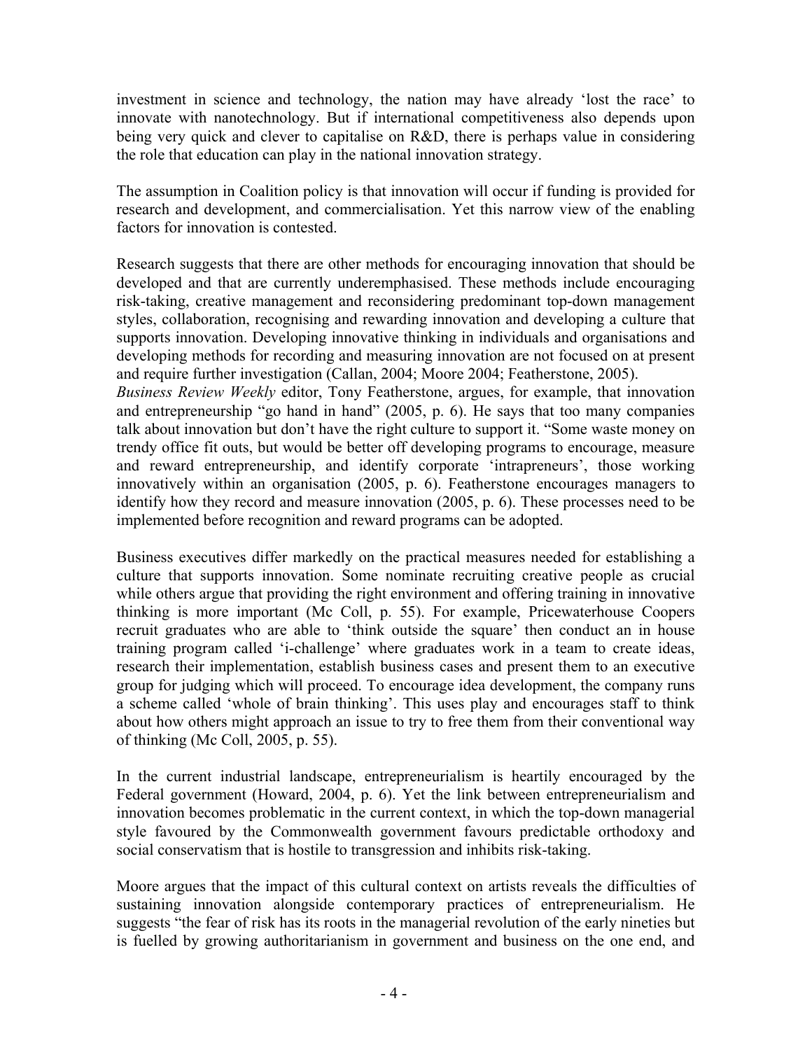investment in science and technology, the nation may have already 'lost the race' to innovate with nanotechnology. But if international competitiveness also depends upon being very quick and clever to capitalise on R&D, there is perhaps value in considering the role that education can play in the national innovation strategy.

The assumption in Coalition policy is that innovation will occur if funding is provided for research and development, and commercialisation. Yet this narrow view of the enabling factors for innovation is contested.

Research suggests that there are other methods for encouraging innovation that should be developed and that are currently underemphasised. These methods include encouraging risk-taking, creative management and reconsidering predominant top-down management styles, collaboration, recognising and rewarding innovation and developing a culture that supports innovation. Developing innovative thinking in individuals and organisations and developing methods for recording and measuring innovation are not focused on at present and require further investigation (Callan, 2004; Moore 2004; Featherstone, 2005).
*Business Review Weekly* editor, Tony Featherstone, argues, for example, that innovation and entrepreneurship "go hand in hand" (2005, p. 6). He says that too many companies talk about innovation but don't have the right culture to support it. "Some waste money on trendy office fit outs, but would be better off developing programs to encourage, measure and reward entrepreneurship, and identify corporate 'intrapreneurs', those working innovatively within an organisation (2005, p. 6). Featherstone encourages managers to identify how they record and measure innovation (2005, p. 6). These processes need to be implemented before recognition and reward programs can be adopted.

Business executives differ markedly on the practical measures needed for establishing a culture that supports innovation. Some nominate recruiting creative people as crucial while others argue that providing the right environment and offering training in innovative thinking is more important (Mc Coll, p. 55). For example, Pricewaterhouse Coopers recruit graduates who are able to 'think outside the square' then conduct an in house training program called 'i-challenge' where graduates work in a team to create ideas, research their implementation, establish business cases and present them to an executive group for judging which will proceed. To encourage idea development, the company runs a scheme called 'whole of brain thinking'. This uses play and encourages staff to think about how others might approach an issue to try to free them from their conventional way of thinking (Mc Coll, 2005, p. 55).

In the current industrial landscape, entrepreneurialism is heartily encouraged by the Federal government (Howard, 2004, p. 6). Yet the link between entrepreneurialism and innovation becomes problematic in the current context, in which the top-down managerial style favoured by the Commonwealth government favours predictable orthodoxy and social conservatism that is hostile to transgression and inhibits risk-taking.

Moore argues that the impact of this cultural context on artists reveals the difficulties of sustaining innovation alongside contemporary practices of entrepreneurialism. He suggests "the fear of risk has its roots in the managerial revolution of the early nineties but is fuelled by growing authoritarianism in government and business on the one end, and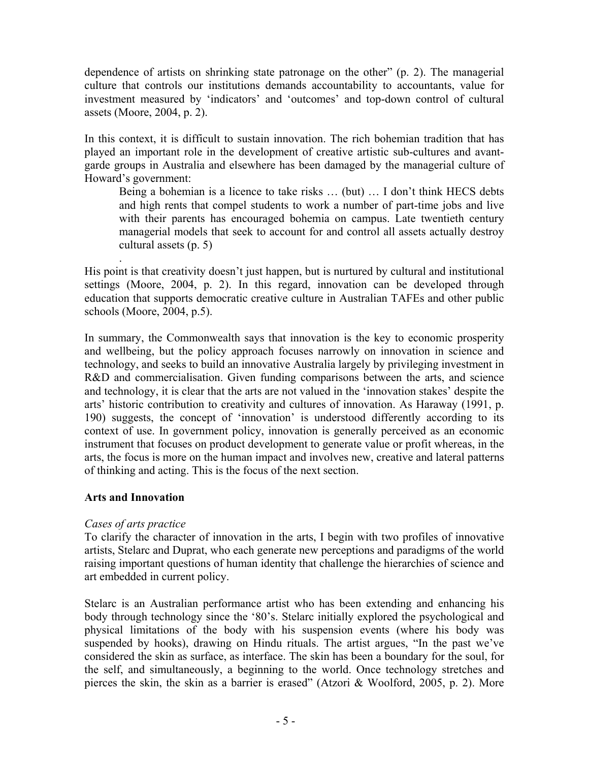dependence of artists on shrinking state patronage on the other" (p. 2). The managerial culture that controls our institutions demands accountability to accountants, value for investment measured by 'indicators' and 'outcomes' and top-down control of cultural assets (Moore, 2004, p. 2).

In this context, it is difficult to sustain innovation. The rich bohemian tradition that has played an important role in the development of creative artistic sub-cultures and avant-garde groups in Australia and elsewhere has been damaged by the managerial culture of Howard's government:

> Being a bohemian is a licence to take risks … (but) … I don't think HECS debts and high rents that compel students to work a number of part-time jobs and live with their parents has encouraged bohemia on campus. Late twentieth century managerial models that seek to account for and control all assets actually destroy cultural assets (p. 5)
>
> .

His point is that creativity doesn't just happen, but is nurtured by cultural and institutional settings (Moore, 2004, p. 2). In this regard, innovation can be developed through education that supports democratic creative culture in Australian TAFEs and other public schools (Moore, 2004, p.5).

In summary, the Commonwealth says that innovation is the key to economic prosperity and wellbeing, but the policy approach focuses narrowly on innovation in science and technology, and seeks to build an innovative Australia largely by privileging investment in R&D and commercialisation. Given funding comparisons between the arts, and science and technology, it is clear that the arts are not valued in the 'innovation stakes' despite the arts' historic contribution to creativity and cultures of innovation. As Haraway (1991, p. 190) suggests, the concept of 'innovation' is understood differently according to its context of use. In government policy, innovation is generally perceived as an economic instrument that focuses on product development to generate value or profit whereas, in the arts, the focus is more on the human impact and involves new, creative and lateral patterns of thinking and acting. This is the focus of the next section.

## Arts and Innovation

### *Cases of arts practice*

To clarify the character of innovation in the arts, I begin with two profiles of innovative artists, Stelarc and Duprat, who each generate new perceptions and paradigms of the world raising important questions of human identity that challenge the hierarchies of science and art embedded in current policy.

Stelarc is an Australian performance artist who has been extending and enhancing his body through technology since the '80's. Stelarc initially explored the psychological and physical limitations of the body with his suspension events (where his body was suspended by hooks), drawing on Hindu rituals. The artist argues, "In the past we've considered the skin as surface, as interface. The skin has been a boundary for the soul, for the self, and simultaneously, a beginning to the world. Once technology stretches and pierces the skin, the skin as a barrier is erased" (Atzori & Woolford, 2005, p. 2). More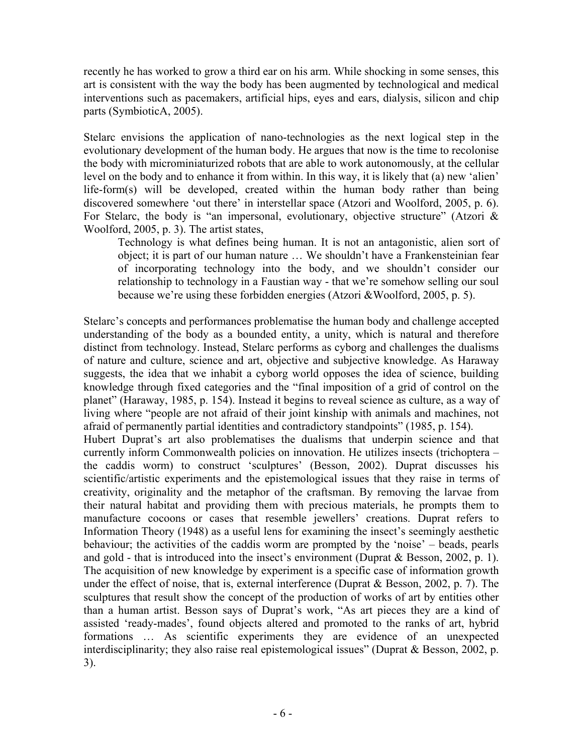recently he has worked to grow a third ear on his arm. While shocking in some senses, this art is consistent with the way the body has been augmented by technological and medical interventions such as pacemakers, artificial hips, eyes and ears, dialysis, silicon and chip parts (SymbioticA, 2005).

Stelarc envisions the application of nano-technologies as the next logical step in the evolutionary development of the human body. He argues that now is the time to recolonise the body with microminiaturized robots that are able to work autonomously, at the cellular level on the body and to enhance it from within. In this way, it is likely that (a) new 'alien' life-form(s) will be developed, created within the human body rather than being discovered somewhere 'out there' in interstellar space (Atzori and Woolford, 2005, p. 6). For Stelarc, the body is "an impersonal, evolutionary, objective structure" (Atzori & Woolford, 2005, p. 3). The artist states,

> Technology is what defines being human. It is not an antagonistic, alien sort of object; it is part of our human nature … We shouldn't have a Frankensteinian fear of incorporating technology into the body, and we shouldn't consider our relationship to technology in a Faustian way - that we're somehow selling our soul because we're using these forbidden energies (Atzori &Woolford, 2005, p. 5).

Stelarc's concepts and performances problematise the human body and challenge accepted understanding of the body as a bounded entity, a unity, which is natural and therefore distinct from technology. Instead, Stelarc performs as cyborg and challenges the dualisms of nature and culture, science and art, objective and subjective knowledge. As Haraway suggests, the idea that we inhabit a cyborg world opposes the idea of science, building knowledge through fixed categories and the "final imposition of a grid of control on the planet" (Haraway, 1985, p. 154). Instead it begins to reveal science as culture, as a way of living where "people are not afraid of their joint kinship with animals and machines, not afraid of permanently partial identities and contradictory standpoints" (1985, p. 154).

Hubert Duprat's art also problematises the dualisms that underpin science and that currently inform Commonwealth policies on innovation. He utilizes insects (trichoptera – the caddis worm) to construct 'sculptures' (Besson, 2002). Duprat discusses his scientific/artistic experiments and the epistemological issues that they raise in terms of creativity, originality and the metaphor of the craftsman. By removing the larvae from their natural habitat and providing them with precious materials, he prompts them to manufacture cocoons or cases that resemble jewellers' creations. Duprat refers to Information Theory (1948) as a useful lens for examining the insect's seemingly aesthetic behaviour; the activities of the caddis worm are prompted by the 'noise' – beads, pearls and gold - that is introduced into the insect's environment (Duprat & Besson, 2002, p. 1). The acquisition of new knowledge by experiment is a specific case of information growth under the effect of noise, that is, external interference (Duprat & Besson, 2002, p. 7). The sculptures that result show the concept of the production of works of art by entities other than a human artist. Besson says of Duprat's work, "As art pieces they are a kind of assisted 'ready-mades', found objects altered and promoted to the ranks of art, hybrid formations … As scientific experiments they are evidence of an unexpected interdisciplinarity; they also raise real epistemological issues" (Duprat & Besson, 2002, p. 3).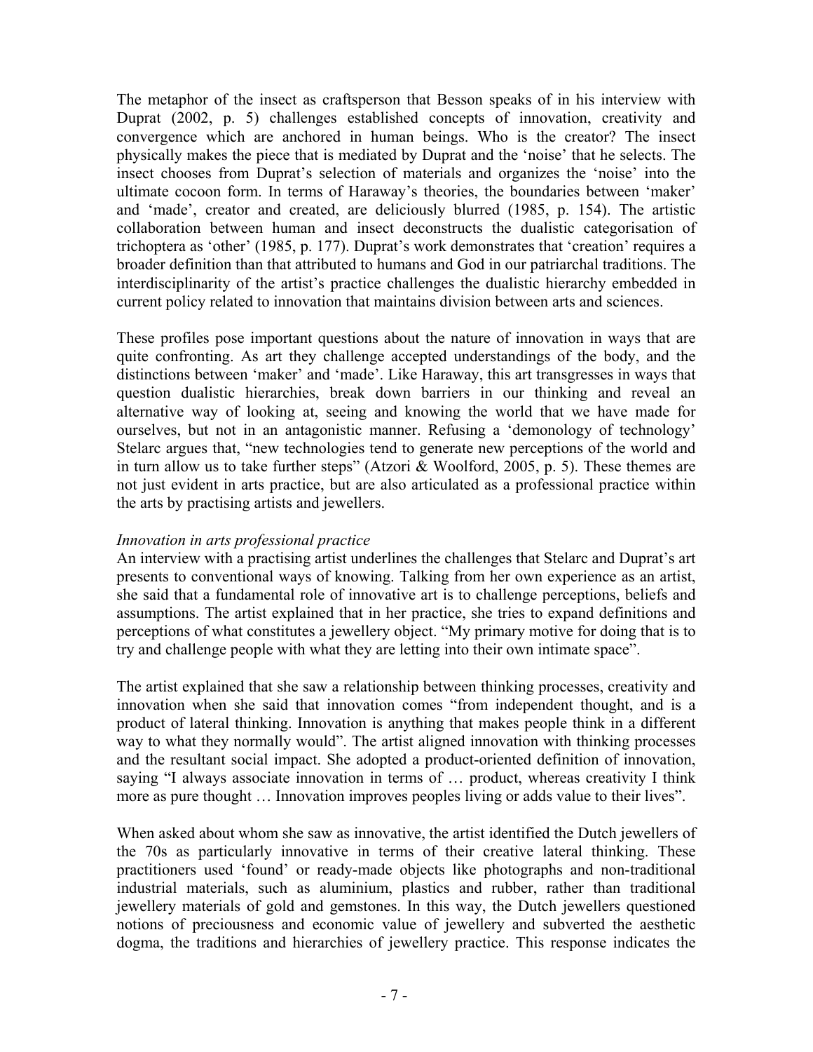The metaphor of the insect as craftsperson that Besson speaks of in his interview with Duprat (2002, p. 5) challenges established concepts of innovation, creativity and convergence which are anchored in human beings. Who is the creator? The insect physically makes the piece that is mediated by Duprat and the 'noise' that he selects. The insect chooses from Duprat's selection of materials and organizes the 'noise' into the ultimate cocoon form. In terms of Haraway's theories, the boundaries between 'maker' and 'made', creator and created, are deliciously blurred (1985, p. 154). The artistic collaboration between human and insect deconstructs the dualistic categorisation of trichoptera as 'other' (1985, p. 177). Duprat's work demonstrates that 'creation' requires a broader definition than that attributed to humans and God in our patriarchal traditions. The interdisciplinarity of the artist's practice challenges the dualistic hierarchy embedded in current policy related to innovation that maintains division between arts and sciences.

These profiles pose important questions about the nature of innovation in ways that are quite confronting. As art they challenge accepted understandings of the body, and the distinctions between 'maker' and 'made'. Like Haraway, this art transgresses in ways that question dualistic hierarchies, break down barriers in our thinking and reveal an alternative way of looking at, seeing and knowing the world that we have made for ourselves, but not in an antagonistic manner. Refusing a 'demonology of technology' Stelarc argues that, "new technologies tend to generate new perceptions of the world and in turn allow us to take further steps" (Atzori & Woolford, 2005, p. 5). These themes are not just evident in arts practice, but are also articulated as a professional practice within the arts by practising artists and jewellers.

*Innovation in arts professional practice*

An interview with a practising artist underlines the challenges that Stelarc and Duprat's art presents to conventional ways of knowing. Talking from her own experience as an artist, she said that a fundamental role of innovative art is to challenge perceptions, beliefs and assumptions. The artist explained that in her practice, she tries to expand definitions and perceptions of what constitutes a jewellery object. "My primary motive for doing that is to try and challenge people with what they are letting into their own intimate space".

The artist explained that she saw a relationship between thinking processes, creativity and innovation when she said that innovation comes "from independent thought, and is a product of lateral thinking. Innovation is anything that makes people think in a different way to what they normally would". The artist aligned innovation with thinking processes and the resultant social impact. She adopted a product-oriented definition of innovation, saying "I always associate innovation in terms of … product, whereas creativity I think more as pure thought … Innovation improves peoples living or adds value to their lives".

When asked about whom she saw as innovative, the artist identified the Dutch jewellers of the 70s as particularly innovative in terms of their creative lateral thinking. These practitioners used 'found' or ready-made objects like photographs and non-traditional industrial materials, such as aluminium, plastics and rubber, rather than traditional jewellery materials of gold and gemstones. In this way, the Dutch jewellers questioned notions of preciousness and economic value of jewellery and subverted the aesthetic dogma, the traditions and hierarchies of jewellery practice. This response indicates the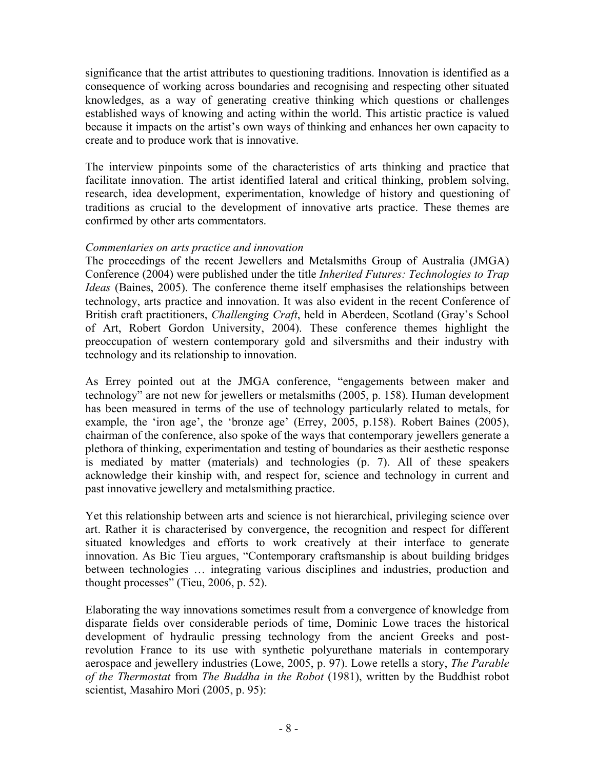significance that the artist attributes to questioning traditions. Innovation is identified as a consequence of working across boundaries and recognising and respecting other situated knowledges, as a way of generating creative thinking which questions or challenges established ways of knowing and acting within the world. This artistic practice is valued because it impacts on the artist's own ways of thinking and enhances her own capacity to create and to produce work that is innovative.

The interview pinpoints some of the characteristics of arts thinking and practice that facilitate innovation. The artist identified lateral and critical thinking, problem solving, research, idea development, experimentation, knowledge of history and questioning of traditions as crucial to the development of innovative arts practice. These themes are confirmed by other arts commentators.

*Commentaries on arts practice and innovation*

The proceedings of the recent Jewellers and Metalsmiths Group of Australia (JMGA) Conference (2004) were published under the title *Inherited Futures: Technologies to Trap Ideas* (Baines, 2005). The conference theme itself emphasises the relationships between technology, arts practice and innovation. It was also evident in the recent Conference of British craft practitioners, *Challenging Craft*, held in Aberdeen, Scotland (Gray's School of Art, Robert Gordon University, 2004). These conference themes highlight the preoccupation of western contemporary gold and silversmiths and their industry with technology and its relationship to innovation.

As Errey pointed out at the JMGA conference, "engagements between maker and technology" are not new for jewellers or metalsmiths (2005, p. 158). Human development has been measured in terms of the use of technology particularly related to metals, for example, the 'iron age', the 'bronze age' (Errey, 2005, p.158). Robert Baines (2005), chairman of the conference, also spoke of the ways that contemporary jewellers generate a plethora of thinking, experimentation and testing of boundaries as their aesthetic response is mediated by matter (materials) and technologies (p. 7). All of these speakers acknowledge their kinship with, and respect for, science and technology in current and past innovative jewellery and metalsmithing practice.

Yet this relationship between arts and science is not hierarchical, privileging science over art. Rather it is characterised by convergence, the recognition and respect for different situated knowledges and efforts to work creatively at their interface to generate innovation. As Bic Tieu argues, "Contemporary craftsmanship is about building bridges between technologies … integrating various disciplines and industries, production and thought processes" (Tieu, 2006, p. 52).

Elaborating the way innovations sometimes result from a convergence of knowledge from disparate fields over considerable periods of time, Dominic Lowe traces the historical development of hydraulic pressing technology from the ancient Greeks and post-revolution France to its use with synthetic polyurethane materials in contemporary aerospace and jewellery industries (Lowe, 2005, p. 97). Lowe retells a story, *The Parable of the Thermostat* from *The Buddha in the Robot* (1981), written by the Buddhist robot scientist, Masahiro Mori (2005, p. 95):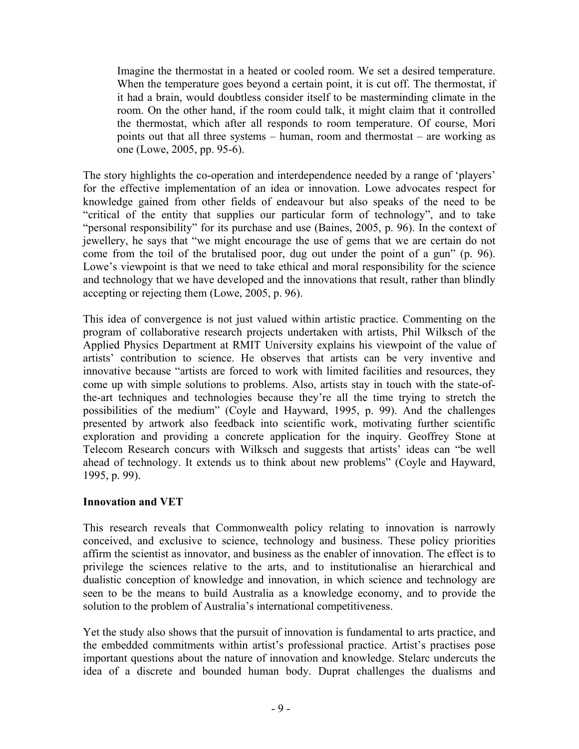> Imagine the thermostat in a heated or cooled room. We set a desired temperature. When the temperature goes beyond a certain point, it is cut off. The thermostat, if it had a brain, would doubtless consider itself to be masterminding climate in the room. On the other hand, if the room could talk, it might claim that it controlled the thermostat, which after all responds to room temperature. Of course, Mori points out that all three systems – human, room and thermostat – are working as one (Lowe, 2005, pp. 95-6).

The story highlights the co-operation and interdependence needed by a range of 'players' for the effective implementation of an idea or innovation. Lowe advocates respect for knowledge gained from other fields of endeavour but also speaks of the need to be "critical of the entity that supplies our particular form of technology", and to take "personal responsibility" for its purchase and use (Baines, 2005, p. 96). In the context of jewellery, he says that "we might encourage the use of gems that we are certain do not come from the toil of the brutalised poor, dug out under the point of a gun" (p. 96). Lowe's viewpoint is that we need to take ethical and moral responsibility for the science and technology that we have developed and the innovations that result, rather than blindly accepting or rejecting them (Lowe, 2005, p. 96).

This idea of convergence is not just valued within artistic practice. Commenting on the program of collaborative research projects undertaken with artists, Phil Wilksch of the Applied Physics Department at RMIT University explains his viewpoint of the value of artists' contribution to science. He observes that artists can be very inventive and innovative because "artists are forced to work with limited facilities and resources, they come up with simple solutions to problems. Also, artists stay in touch with the state-of-the-art techniques and technologies because they're all the time trying to stretch the possibilities of the medium" (Coyle and Hayward, 1995, p. 99). And the challenges presented by artwork also feedback into scientific work, motivating further scientific exploration and providing a concrete application for the inquiry. Geoffrey Stone at Telecom Research concurs with Wilksch and suggests that artists' ideas can "be well ahead of technology. It extends us to think about new problems" (Coyle and Hayward, 1995, p. 99).

**Innovation and VET**

This research reveals that Commonwealth policy relating to innovation is narrowly conceived, and exclusive to science, technology and business. These policy priorities affirm the scientist as innovator, and business as the enabler of innovation. The effect is to privilege the sciences relative to the arts, and to institutionalise an hierarchical and dualistic conception of knowledge and innovation, in which science and technology are seen to be the means to build Australia as a knowledge economy, and to provide the solution to the problem of Australia's international competitiveness.

Yet the study also shows that the pursuit of innovation is fundamental to arts practice, and the embedded commitments within artist's professional practice. Artist's practises pose important questions about the nature of innovation and knowledge. Stelarc undercuts the idea of a discrete and bounded human body. Duprat challenges the dualisms and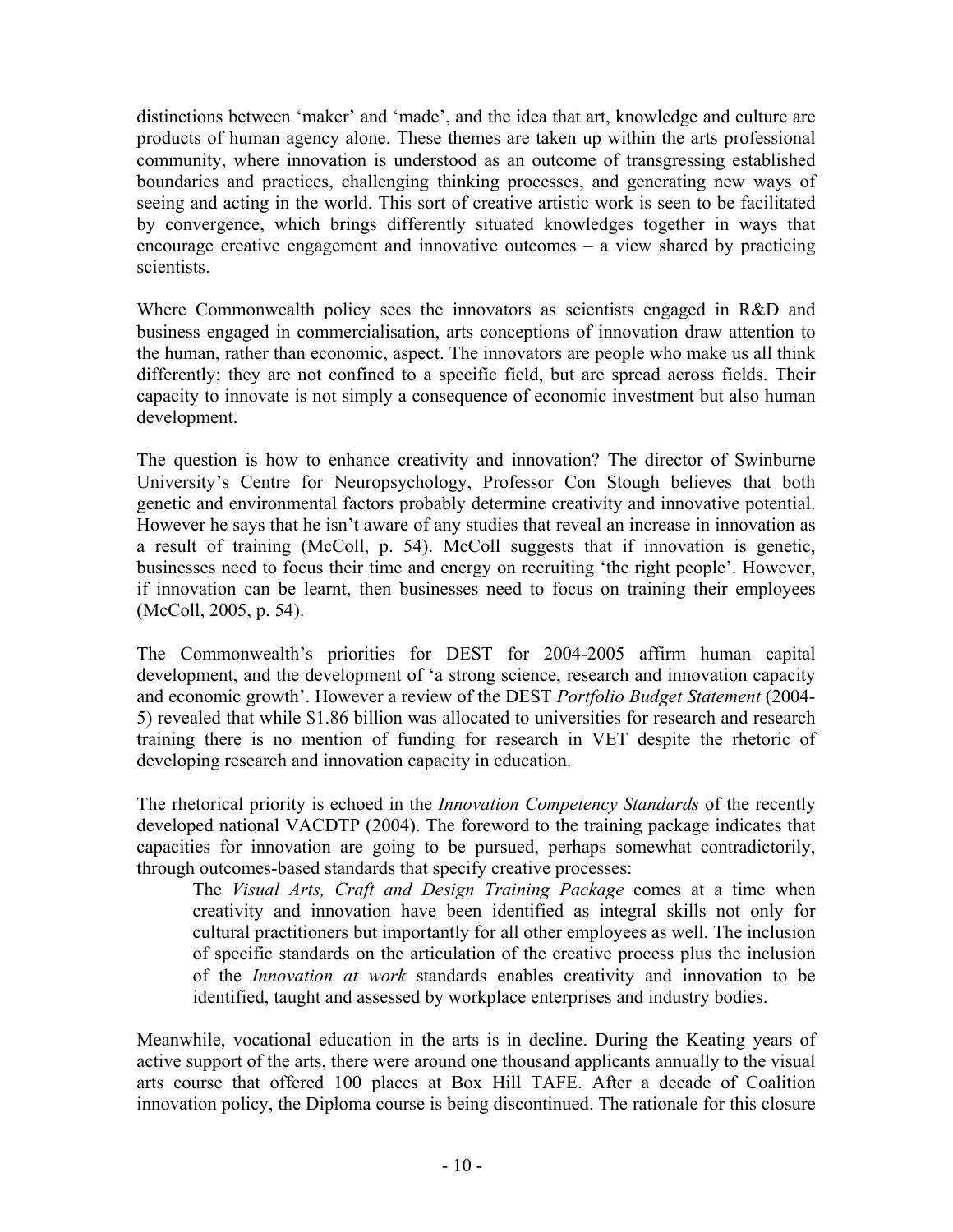distinctions between 'maker' and 'made', and the idea that art, knowledge and culture are products of human agency alone. These themes are taken up within the arts professional community, where innovation is understood as an outcome of transgressing established boundaries and practices, challenging thinking processes, and generating new ways of seeing and acting in the world. This sort of creative artistic work is seen to be facilitated by convergence, which brings differently situated knowledges together in ways that encourage creative engagement and innovative outcomes – a view shared by practicing scientists.

Where Commonwealth policy sees the innovators as scientists engaged in R&D and business engaged in commercialisation, arts conceptions of innovation draw attention to the human, rather than economic, aspect. The innovators are people who make us all think differently; they are not confined to a specific field, but are spread across fields. Their capacity to innovate is not simply a consequence of economic investment but also human development.

The question is how to enhance creativity and innovation? The director of Swinburne University's Centre for Neuropsychology, Professor Con Stough believes that both genetic and environmental factors probably determine creativity and innovative potential. However he says that he isn't aware of any studies that reveal an increase in innovation as a result of training (McColl, p. 54). McColl suggests that if innovation is genetic, businesses need to focus their time and energy on recruiting 'the right people'. However, if innovation can be learnt, then businesses need to focus on training their employees (McColl, 2005, p. 54).

The Commonwealth's priorities for DEST for 2004-2005 affirm human capital development, and the development of 'a strong science, research and innovation capacity and economic growth'. However a review of the DEST *Portfolio Budget Statement* (2004-5) revealed that while $1.86 billion was allocated to universities for research and research training there is no mention of funding for research in VET despite the rhetoric of developing research and innovation capacity in education.

The rhetorical priority is echoed in the *Innovation Competency Standards* of the recently developed national VACDTP (2004). The foreword to the training package indicates that capacities for innovation are going to be pursued, perhaps somewhat contradictorily, through outcomes-based standards that specify creative processes:

> The *Visual Arts, Craft and Design Training Package* comes at a time when creativity and innovation have been identified as integral skills not only for cultural practitioners but importantly for all other employees as well. The inclusion of specific standards on the articulation of the creative process plus the inclusion of the *Innovation at work* standards enables creativity and innovation to be identified, taught and assessed by workplace enterprises and industry bodies.

Meanwhile, vocational education in the arts is in decline. During the Keating years of active support of the arts, there were around one thousand applicants annually to the visual arts course that offered 100 places at Box Hill TAFE. After a decade of Coalition innovation policy, the Diploma course is being discontinued. The rationale for this closure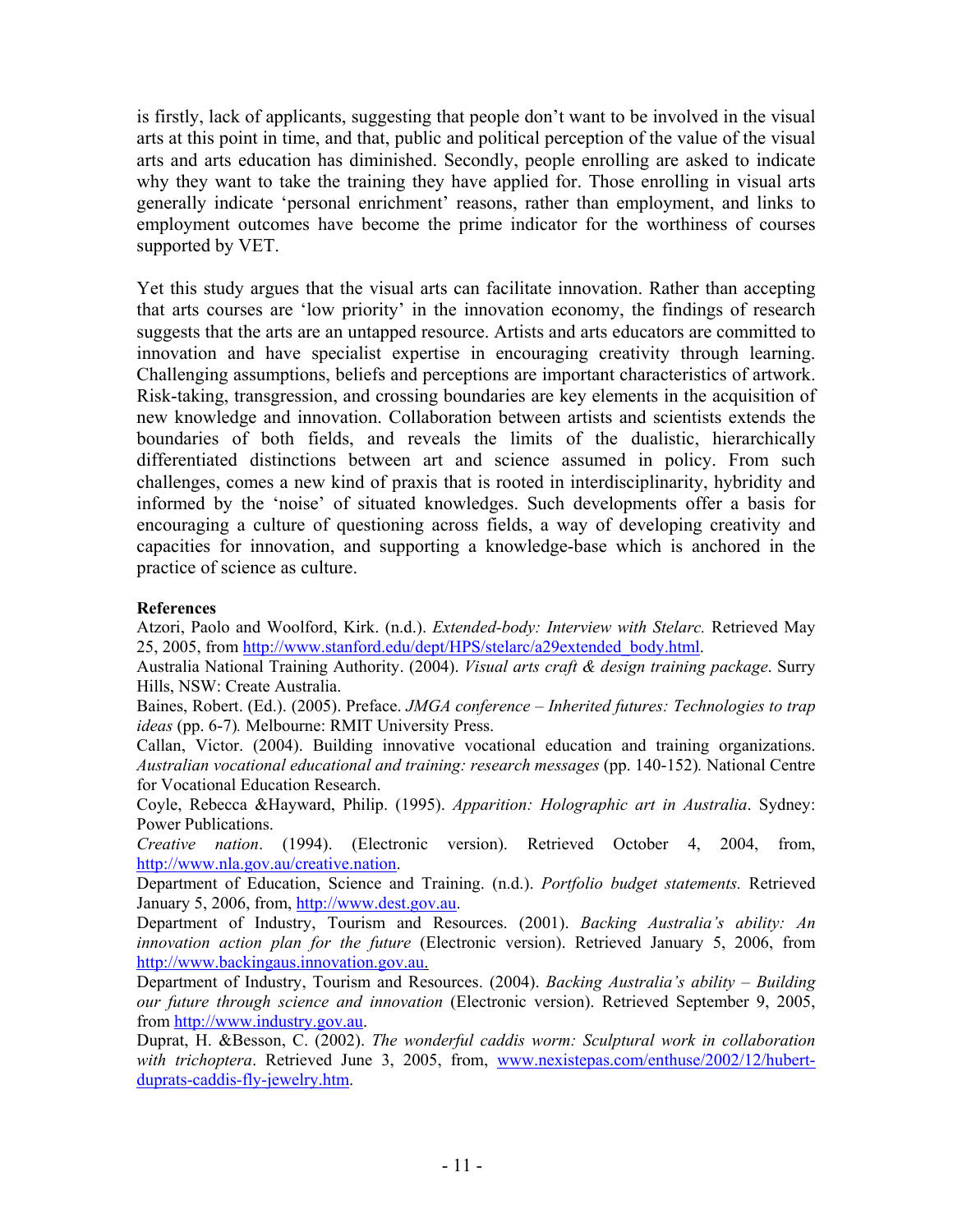is firstly, lack of applicants, suggesting that people don't want to be involved in the visual arts at this point in time, and that, public and political perception of the value of the visual arts and arts education has diminished. Secondly, people enrolling are asked to indicate why they want to take the training they have applied for. Those enrolling in visual arts generally indicate 'personal enrichment' reasons, rather than employment, and links to employment outcomes have become the prime indicator for the worthiness of courses supported by VET.

Yet this study argues that the visual arts can facilitate innovation. Rather than accepting that arts courses are 'low priority' in the innovation economy, the findings of research suggests that the arts are an untapped resource. Artists and arts educators are committed to innovation and have specialist expertise in encouraging creativity through learning. Challenging assumptions, beliefs and perceptions are important characteristics of artwork. Risk-taking, transgression, and crossing boundaries are key elements in the acquisition of new knowledge and innovation. Collaboration between artists and scientists extends the boundaries of both fields, and reveals the limits of the dualistic, hierarchically differentiated distinctions between art and science assumed in policy. From such challenges, comes a new kind of praxis that is rooted in interdisciplinarity, hybridity and informed by the 'noise' of situated knowledges. Such developments offer a basis for encouraging a culture of questioning across fields, a way of developing creativity and capacities for innovation, and supporting a knowledge-base which is anchored in the practice of science as culture.

**References**

Atzori, Paolo and Woolford, Kirk. (n.d.). *Extended-body: Interview with Stelarc.* Retrieved May 25, 2005, from http://www.stanford.edu/dept/HPS/stelarc/a29extended_body.html.

Australia National Training Authority. (2004). *Visual arts craft & design training package*. Surry Hills, NSW: Create Australia.

Baines, Robert. (Ed.). (2005). Preface. *JMGA conference – Inherited futures: Technologies to trap ideas* (pp. 6-7)*.* Melbourne: RMIT University Press.

Callan, Victor. (2004). Building innovative vocational education and training organizations. *Australian vocational educational and training: research messages* (pp. 140-152)*.* National Centre for Vocational Education Research.

Coyle, Rebecca &Hayward, Philip. (1995). *Apparition: Holographic art in Australia*. Sydney: Power Publications.

*Creative nation*. (1994). (Electronic version). Retrieved October 4, 2004, from, http://www.nla.gov.au/creative.nation.

Department of Education, Science and Training. (n.d.). *Portfolio budget statements.* Retrieved January 5, 2006, from, http://www.dest.gov.au.

Department of Industry, Tourism and Resources. (2001). *Backing Australia's ability: An innovation action plan for the future* (Electronic version). Retrieved January 5, 2006, from http://www.backingaus.innovation.gov.au.

Department of Industry, Tourism and Resources. (2004). *Backing Australia's ability – Building our future through science and innovation* (Electronic version). Retrieved September 9, 2005, from http://www.industry.gov.au.

Duprat, H. &Besson, C. (2002). *The wonderful caddis worm: Sculptural work in collaboration with trichoptera*. Retrieved June 3, 2005, from, www.nexistepas.com/enthuse/2002/12/hubert-duprats-caddis-fly-jewelry.htm.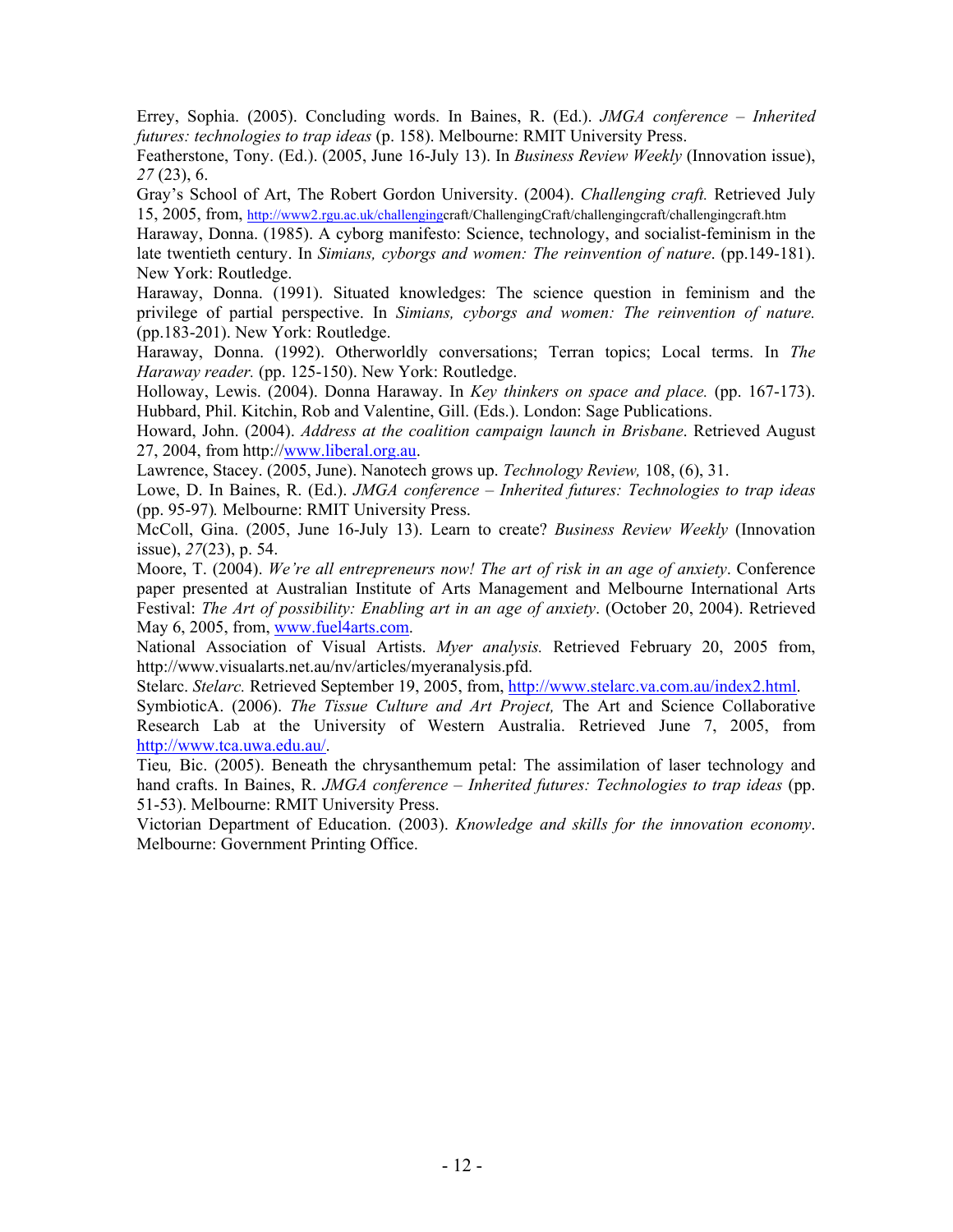Errey, Sophia. (2005). Concluding words. In Baines, R. (Ed.). *JMGA conference – Inherited futures: technologies to trap ideas* (p. 158). Melbourne: RMIT University Press.

Featherstone, Tony. (Ed.). (2005, June 16-July 13). In *Business Review Weekly* (Innovation issue), *27* (23), 6.

Gray's School of Art, The Robert Gordon University. (2004). *Challenging craft.* Retrieved July 15, 2005, from, http://www2.rgu.ac.uk/challengingcraft/ChallengingCraft/challengingcraft/challengingcraft.htm

Haraway, Donna. (1985). A cyborg manifesto: Science, technology, and socialist-feminism in the late twentieth century. In *Simians, cyborgs and women: The reinvention of nature*. (pp.149-181). New York: Routledge.

Haraway, Donna. (1991). Situated knowledges: The science question in feminism and the privilege of partial perspective. In *Simians, cyborgs and women: The reinvention of nature.* (pp.183-201). New York: Routledge.

Haraway, Donna. (1992). Otherworldly conversations; Terran topics; Local terms. In *The Haraway reader.* (pp. 125-150). New York: Routledge.

Holloway, Lewis. (2004). Donna Haraway. In *Key thinkers on space and place.* (pp. 167-173). Hubbard, Phil. Kitchin, Rob and Valentine, Gill. (Eds.). London: Sage Publications.

Howard, John. (2004). *Address at the coalition campaign launch in Brisbane*. Retrieved August 27, 2004, from http://www.liberal.org.au.

Lawrence, Stacey. (2005, June). Nanotech grows up. *Technology Review,* 108, (6), 31.

Lowe, D. In Baines, R. (Ed.). *JMGA conference – Inherited futures: Technologies to trap ideas* (pp. 95-97)*.* Melbourne: RMIT University Press.

McColl, Gina. (2005, June 16-July 13). Learn to create? *Business Review Weekly* (Innovation issue), *27*(23), p. 54.

Moore, T. (2004). *We're all entrepreneurs now! The art of risk in an age of anxiety*. Conference paper presented at Australian Institute of Arts Management and Melbourne International Arts Festival: *The Art of possibility: Enabling art in an age of anxiety*. (October 20, 2004). Retrieved May 6, 2005, from, www.fuel4arts.com.

National Association of Visual Artists. *Myer analysis.* Retrieved February 20, 2005 from, http://www.visualarts.net.au/nv/articles/myeranalysis.pfd.

Stelarc. *Stelarc.* Retrieved September 19, 2005, from, http://www.stelarc.va.com.au/index2.html.

SymbioticA. (2006). *The Tissue Culture and Art Project,* The Art and Science Collaborative Research Lab at the University of Western Australia. Retrieved June 7, 2005, from http://www.tca.uwa.edu.au/.

Tieu*,* Bic. (2005). Beneath the chrysanthemum petal: The assimilation of laser technology and hand crafts. In Baines, R. *JMGA conference – Inherited futures: Technologies to trap ideas* (pp. 51-53). Melbourne: RMIT University Press.

Victorian Department of Education. (2003). *Knowledge and skills for the innovation economy*. Melbourne: Government Printing Office.